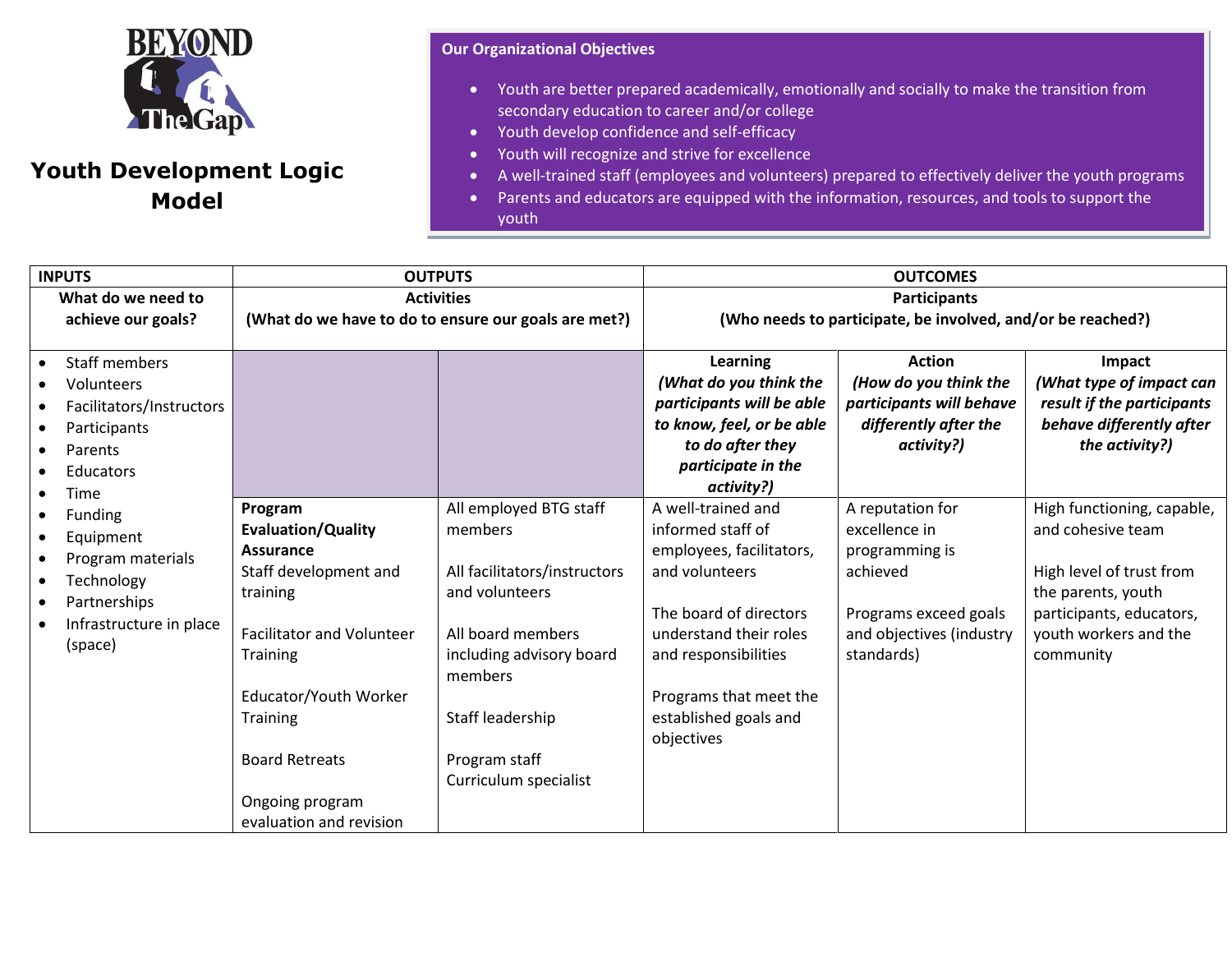BEYOND The Gap

# Youth Development Logic Model

**Our Organizational Objectives**

- Youth are better prepared academically, emotionally and socially to make the transition from secondary education to career and/or college
- Youth develop confidence and self-efficacy
- Youth will recognize and strive for excellence
- A well-trained staff (employees and volunteers) prepared to effectively deliver the youth programs
- Parents and educators are equipped with the information, resources, and tools to support the youth

| **INPUTS** | **OUTPUTS** | | **OUTCOMES** | | |
|---|---|---|---|---|---|
| **What do we need to achieve our goals?** | **Activities (What do we have to do to ensure our goals are met?)** | | **Participants (Who needs to participate, be involved, and/or be reached?)** | | |
| <ul><li>Staff members</li><li>Volunteers</li><li>Facilitators/Instructors</li><li>Participants</li><li>Parents</li><li>Educators</li><li>Time</li><li>Funding</li><li>Equipment</li><li>Program materials</li><li>Technology</li><li>Partnerships</li><li>Infrastructure in place (space)</li></ul> | | | **Learning** ***(What do you think the participants will be able to know, feel, or be able to do after they participate in the activity?)*** | **Action** ***(How do you think the participants will behave differently after the activity?)*** | **Impact** ***(What type of impact can result if the participants behave differently after the activity?)*** |
| | **Program Evaluation/Quality Assurance**<br>Staff development and training<br><br>Facilitator and Volunteer Training<br><br>Educator/Youth Worker Training<br><br>Board Retreats<br><br>Ongoing program evaluation and revision | All employed BTG staff members<br><br>All facilitators/instructors and volunteers<br><br>All board members including advisory board members<br><br>Staff leadership<br><br>Program staff<br>Curriculum specialist | A well-trained and informed staff of employees, facilitators, and volunteers<br><br>The board of directors understand their roles and responsibilities<br><br>Programs that meet the established goals and objectives | A reputation for excellence in programming is achieved<br><br>Programs exceed goals and objectives (industry standards) | High functioning, capable, and cohesive team<br><br>High level of trust from the parents, youth participants, educators, youth workers and the community |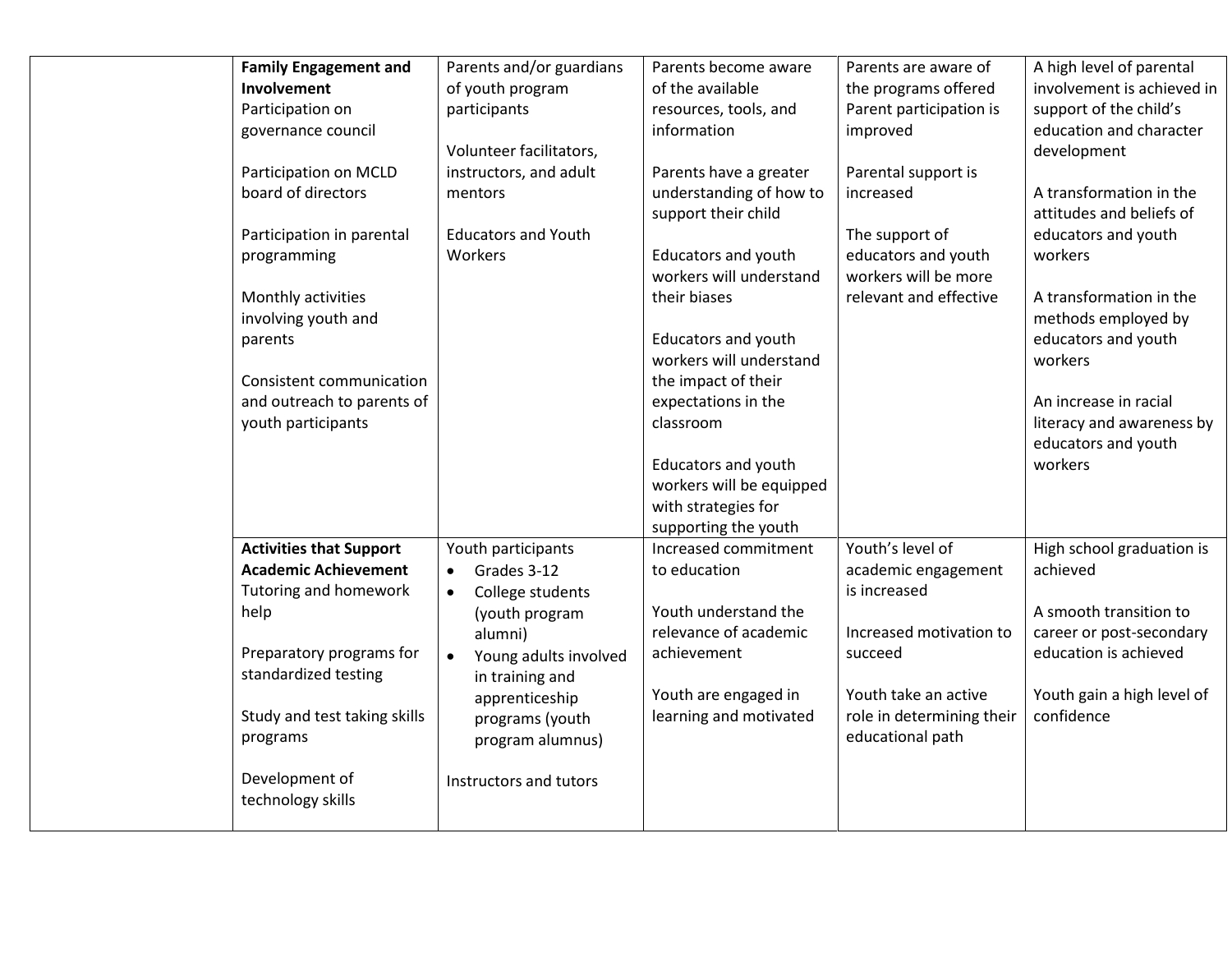|  |  |  |  |  |  |
|---|---|---|---|---|---|
|  | **Family Engagement and Involvement**<br>Participation on governance council<br><br>Participation on MCLD board of directors<br><br>Participation in parental programming<br><br>Monthly activities involving youth and parents<br><br>Consistent communication and outreach to parents of youth participants | Parents and/or guardians of youth program participants<br><br>Volunteer facilitators, instructors, and adult mentors<br><br>Educators and Youth Workers | Parents become aware of the available resources, tools, and information<br><br>Parents have a greater understanding of how to support their child<br><br>Educators and youth workers will understand their biases<br><br>Educators and youth workers will understand the impact of their expectations in the classroom<br><br>Educators and youth workers will be equipped with strategies for supporting the youth | Parents are aware of the programs offered<br>Parent participation is improved<br><br>Parental support is increased<br><br>The support of educators and youth workers will be more relevant and effective | A high level of parental involvement is achieved in support of the child's education and character development<br><br>A transformation in the attitudes and beliefs of educators and youth workers<br><br>A transformation in the methods employed by educators and youth workers<br><br>An increase in racial literacy and awareness by educators and youth workers |
|  | **Activities that Support Academic Achievement**<br>Tutoring and homework help<br><br>Preparatory programs for standardized testing<br><br>Study and test taking skills programs<br><br>Development of technology skills | Youth participants<br>• Grades 3-12<br>• College students (youth program alumni)<br>• Young adults involved in training and apprenticeship programs (youth program alumnus)<br><br>Instructors and tutors | Increased commitment to education<br><br>Youth understand the relevance of academic achievement<br><br>Youth are engaged in learning and motivated | Youth's level of academic engagement is increased<br><br>Increased motivation to succeed<br><br>Youth take an active role in determining their educational path | High school graduation is achieved<br><br>A smooth transition to career or post-secondary education is achieved<br><br>Youth gain a high level of confidence |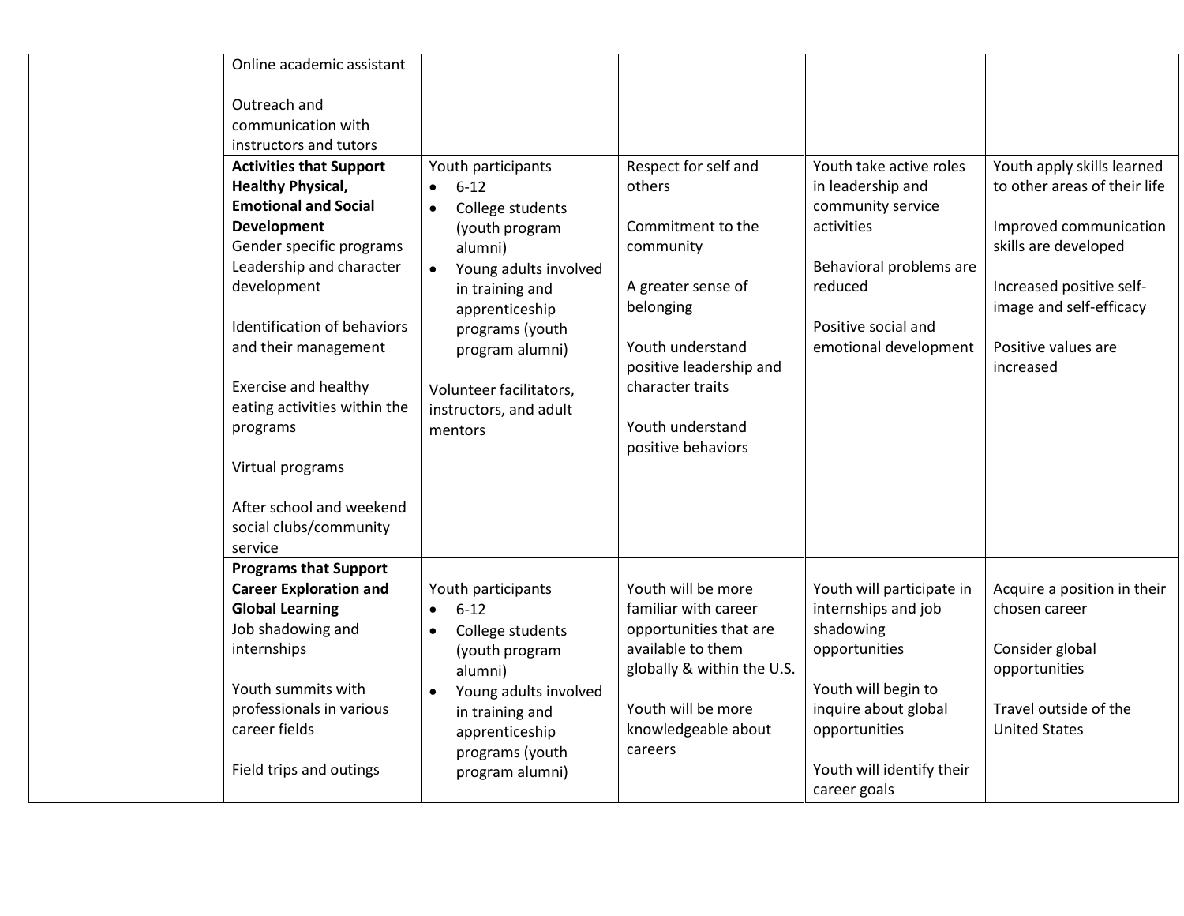|  |  |  |  |  |  |
|---|---|---|---|---|---|
|  | Online academic assistant<br><br>Outreach and communication with instructors and tutors |  |  |  |  |
|  | **Activities that Support Healthy Physical, Emotional and Social Development**<br>Gender specific programs<br>Leadership and character development<br><br>Identification of behaviors and their management<br><br>Exercise and healthy eating activities within the programs<br><br>Virtual programs<br><br>After school and weekend social clubs/community service | Youth participants<br>• 6-12<br>• College students (youth program alumni)<br>• Young adults involved in training and apprenticeship programs (youth program alumni)<br><br>Volunteer facilitators, instructors, and adult mentors | Respect for self and others<br><br>Commitment to the community<br><br>A greater sense of belonging<br><br>Youth understand positive leadership and character traits<br><br>Youth understand positive behaviors | Youth take active roles in leadership and community service activities<br><br>Behavioral problems are reduced<br><br>Positive social and emotional development | Youth apply skills learned to other areas of their life<br><br>Improved communication skills are developed<br><br>Increased positive self-image and self-efficacy<br><br>Positive values are increased |
|  | **Programs that Support Career Exploration and Global Learning**<br>Job shadowing and internships<br><br>Youth summits with professionals in various career fields<br><br>Field trips and outings | Youth participants<br>• 6-12<br>• College students (youth program alumni)<br>• Young adults involved in training and apprenticeship programs (youth program alumni) | Youth will be more familiar with career opportunities that are available to them globally & within the U.S.<br><br>Youth will be more knowledgeable about careers | Youth will participate in internships and job shadowing opportunities<br><br>Youth will begin to inquire about global opportunities<br><br>Youth will identify their career goals | Acquire a position in their chosen career<br><br>Consider global opportunities<br><br>Travel outside of the United States |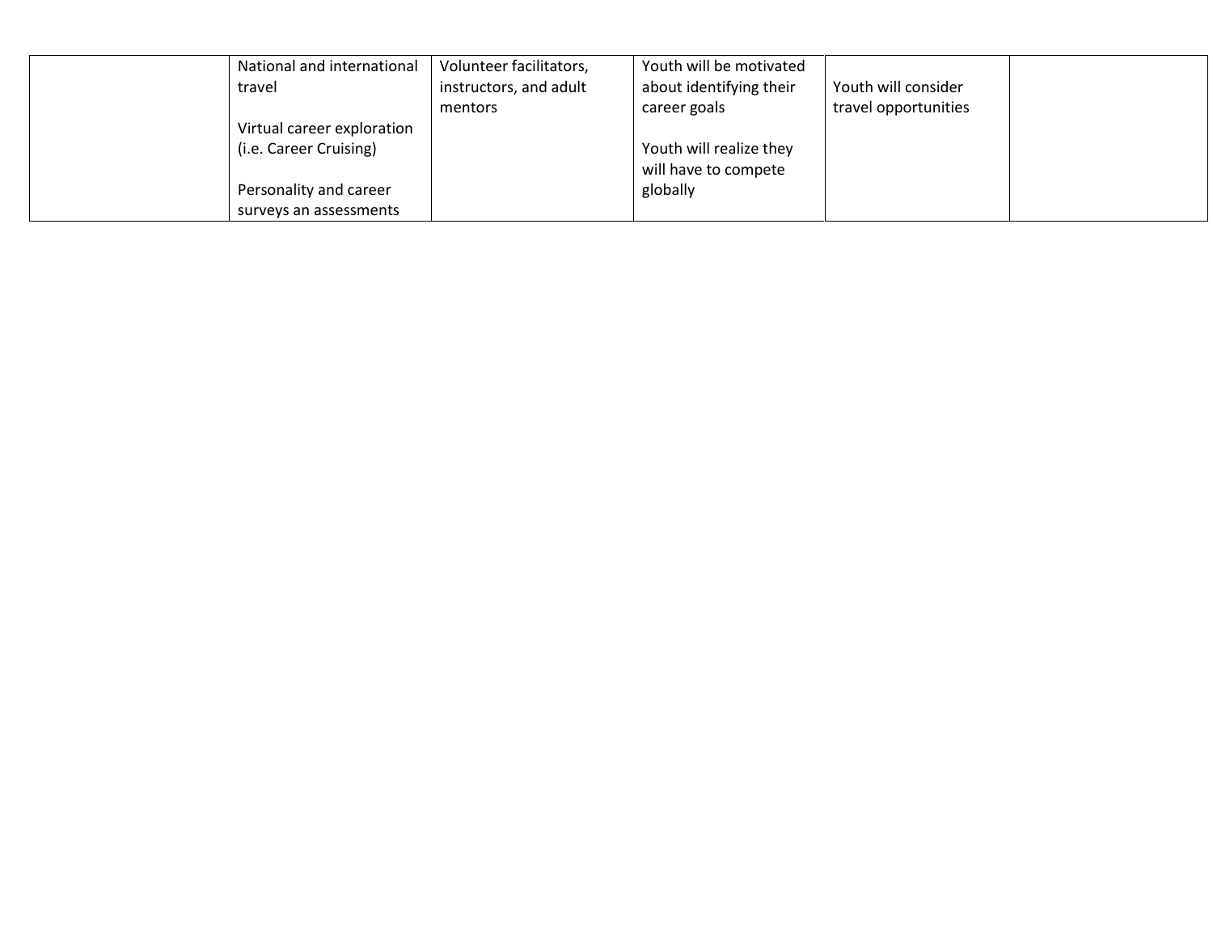| | | | | | |
|---|---|---|---|---|---|
| | National and international travel<br><br>Virtual career exploration (i.e. Career Cruising)<br><br>Personality and career surveys an assessments | Volunteer facilitators, instructors, and adult mentors | Youth will be motivated about identifying their career goals<br><br>Youth will realize they will have to compete globally | Youth will consider travel opportunities | |